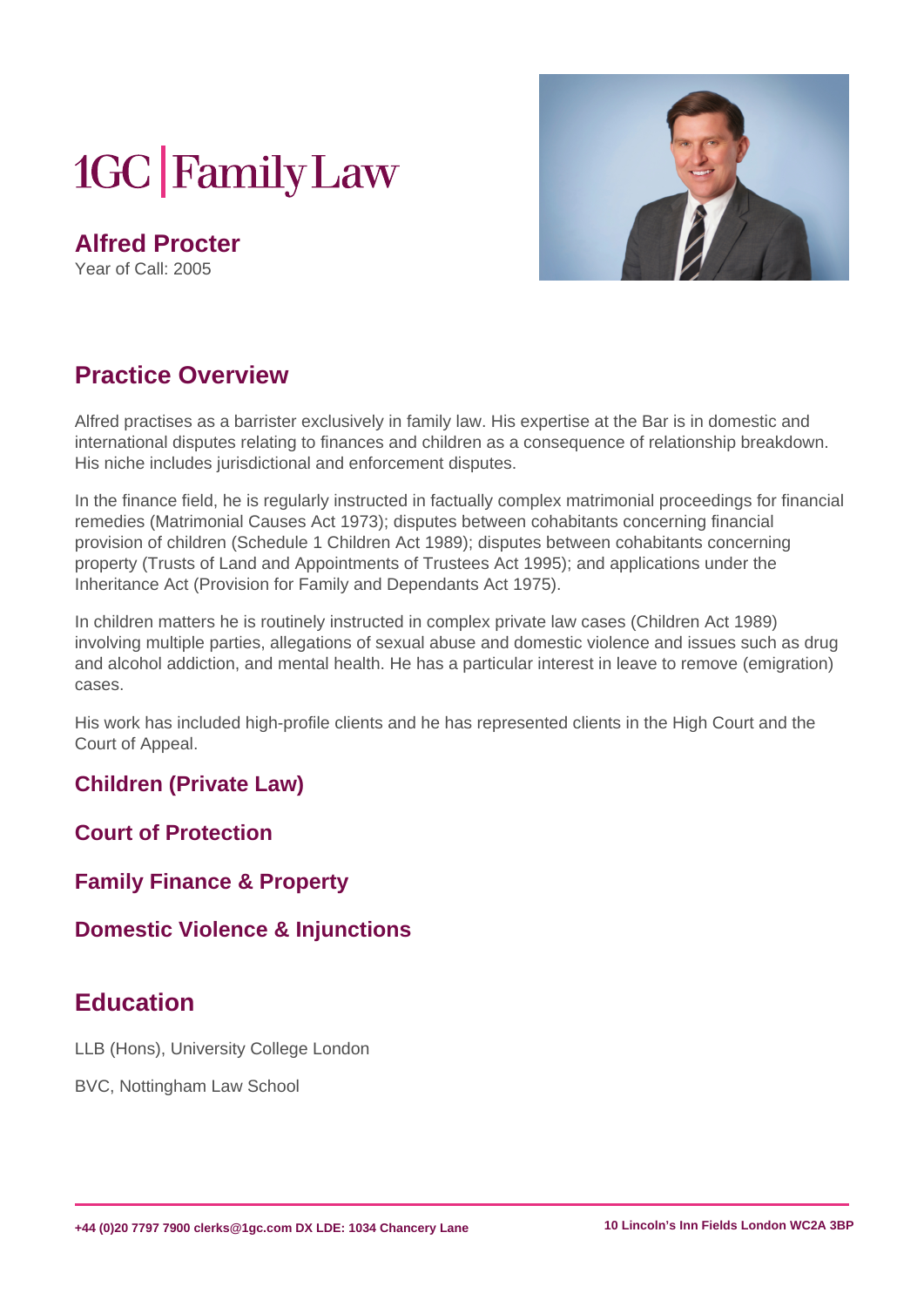# 1GC | Family Law

## Alfred Procter

Year of Call: 2005

## Practice Overview

Alfred practises as a barrister exclusively in family law. His expertise at the Bar is in domestic and international disputes relating to finances and children as a consequence of relationship breakdown. His niche includes jurisdictional and enforcement disputes.

In the finance field, he is regularly instructed in factually complex matrimonial proceedings for financial remedies (Matrimonial Causes Act 1973); disputes between cohabitants concerning financial provision of children (Schedule 1 Children Act 1989); disputes between cohabitants concerning property (Trusts of Land and Appointments of Trustees Act 1995); and applications under the Inheritance Act (Provision for Family and Dependants Act 1975).

In children matters he is routinely instructed in complex private law cases (Children Act 1989) involving multiple parties, allegations of sexual abuse and domestic violence and issues such as drug and alcohol addiction, and mental health. He has a particular interest in leave to remove (emigration) cases.

His work has included high-profile clients and he has represented clients in the High Court and the Court of Appeal.

### Children (Private Law)

### Court of Protection

### Family Finance & Property

### Domestic Violence & Injunctions

## Education

LLB (Hons), University College London

BVC, Nottingham Law School

+44 (0)20 7797 7900 clerks@1gc.com DX LDE: 1034 Chancery Lane

10 Lincoln's Inn Fields London WC2A 3BP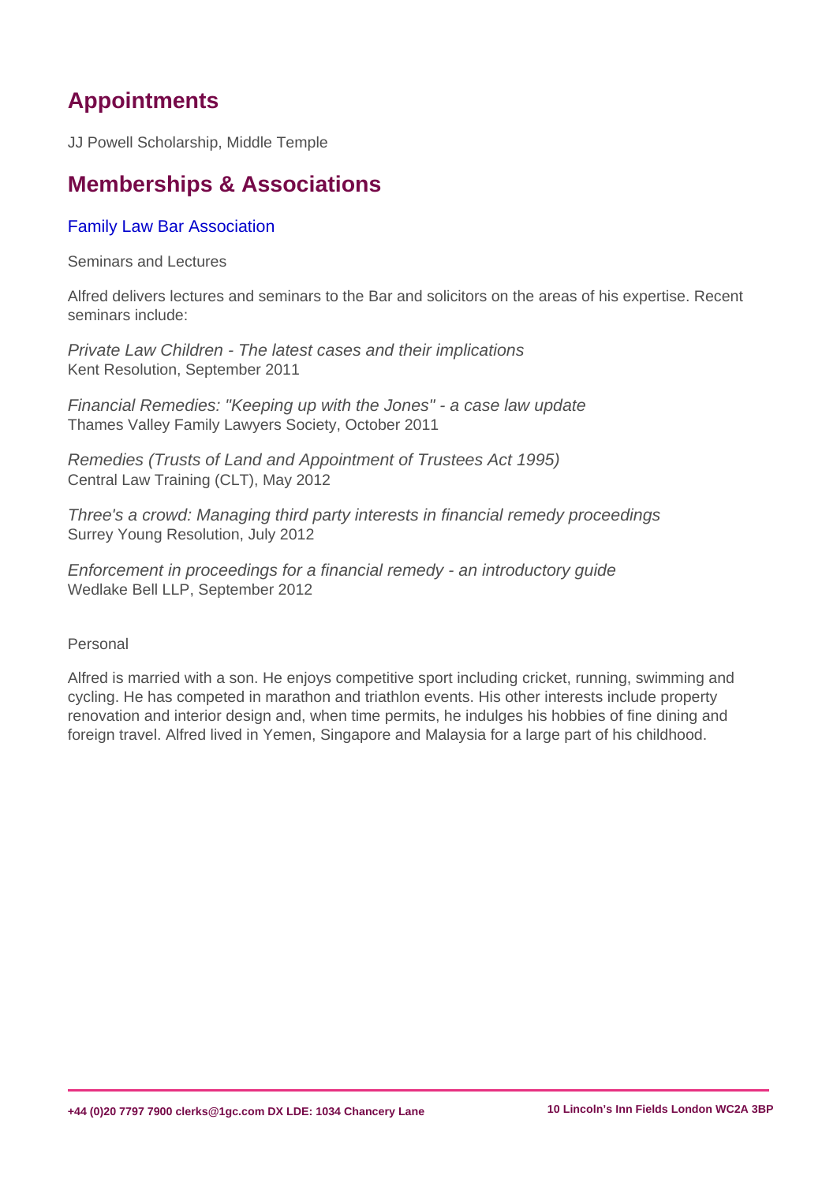## Appointments

JJ Powell Scholarship, Middle Temple

## Memberships & Associations

Family Law Bar Association

Seminars and Lectures

Alfred delivers lectures and seminars to the Bar and solicitors on the areas of his expertise. Recent seminars include:

*Private Law Children - The latest cases and their implications*
Kent Resolution, September 2011

*Financial Remedies: "Keeping up with the Jones" - a case law update*
Thames Valley Family Lawyers Society, October 2011

*Remedies (Trusts of Land and Appointment of Trustees Act 1995)*
Central Law Training (CLT), May 2012

*Three's a crowd: Managing third party interests in financial remedy proceedings*
Surrey Young Resolution, July 2012

*Enforcement in proceedings for a financial remedy - an introductory guide*
Wedlake Bell LLP, September 2012

Personal

Alfred is married with a son. He enjoys competitive sport including cricket, running, swimming and cycling. He has competed in marathon and triathlon events. His other interests include property renovation and interior design and, when time permits, he indulges his hobbies of fine dining and foreign travel. Alfred lived in Yemen, Singapore and Malaysia for a large part of his childhood.